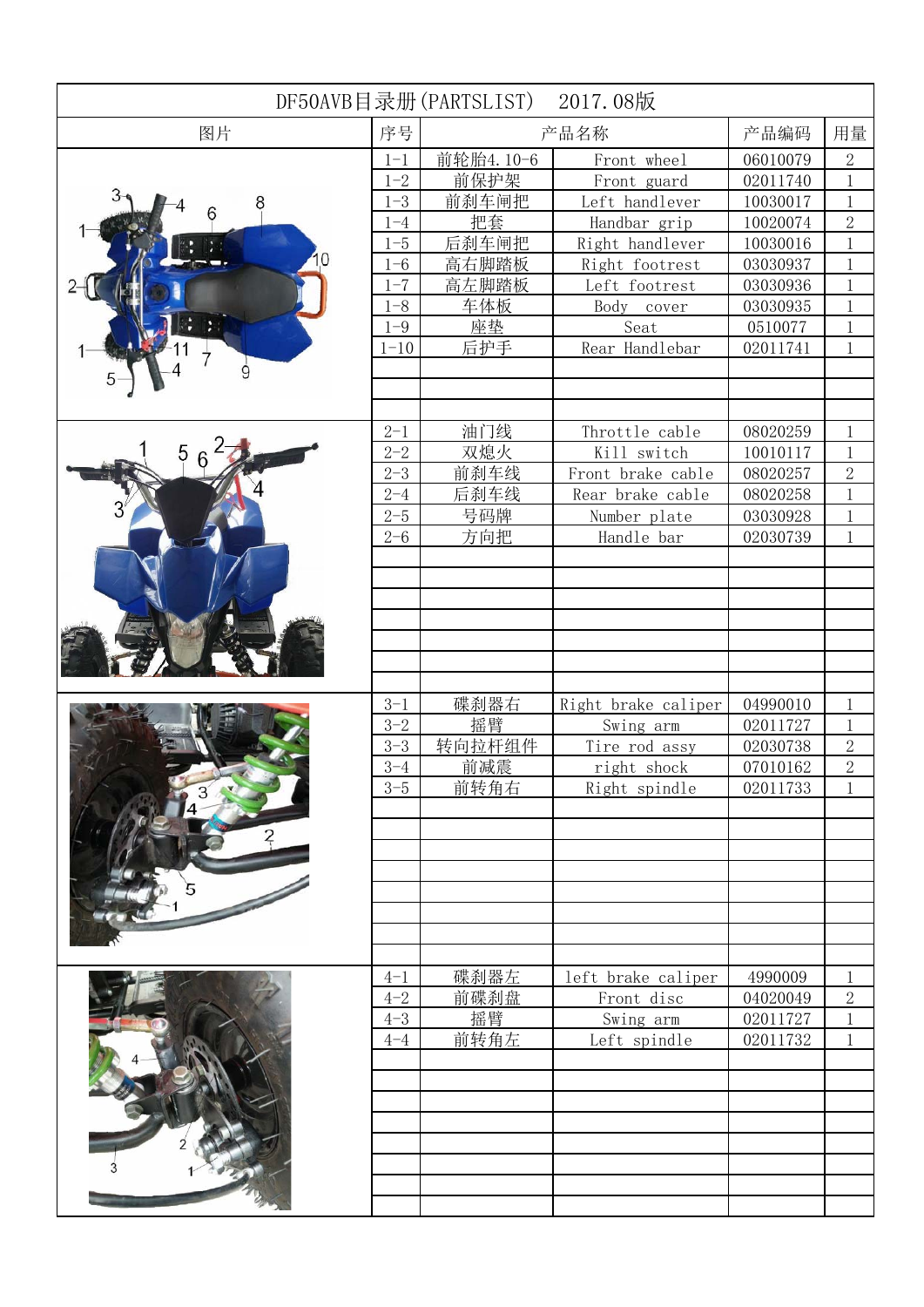# DF50AVB目录册(PARTSLIST) 2017.08版

| 图片 | 序号 | 产品名称 | | 产品编码 | 用量 |
|---|---|---|---|---|---|
| | 1-1 | 前轮胎4.10-6 | Front wheel | 06010079 | 2 |
| | 1-2 | 前保护架 | Front guard | 02011740 | 1 |
| | 1-3 | 前刹车闸把 | Left handlever | 10030017 | 1 |
| | 1-4 | 把套 | Handbar grip | 10020074 | 2 |
| | 1-5 | 后刹车闸把 | Right handlever | 10030016 | 1 |
| | 1-6 | 高右脚踏板 | Right footrest | 03030937 | 1 |
| | 1-7 | 高左脚踏板 | Left footrest | 03030936 | 1 |
| | 1-8 | 车体板 | Body cover | 03030935 | 1 |
| | 1-9 | 座垫 | Seat | 0510077 | 1 |
| | 1-10 | 后护手 | Rear Handlebar | 02011741 | 1 |
| | 2-1 | 油门线 | Throttle cable | 08020259 | 1 |
| | 2-2 | 双熄火 | Kill switch | 10010117 | 1 |
| | 2-3 | 前刹车线 | Front brake cable | 08020257 | 2 |
| | 2-4 | 后刹车线 | Rear brake cable | 08020258 | 1 |
| | 2-5 | 号码牌 | Number plate | 03030928 | 1 |
| | 2-6 | 方向把 | Handle bar | 02030739 | 1 |
| | 3-1 | 碟刹器右 | Right brake caliper | 04990010 | 1 |
| | 3-2 | 摇臂 | Swing arm | 02011727 | 1 |
| | 3-3 | 转向拉杆组件 | Tire rod assy | 02030738 | 2 |
| | 3-4 | 前减震 | right shock | 07010162 | 2 |
| | 3-5 | 前转角右 | Right spindle | 02011733 | 1 |
| | 4-1 | 碟刹器左 | left brake caliper | 4990009 | 1 |
| | 4-2 | 前碟刹盘 | Front disc | 04020049 | 2 |
| | 4-3 | 摇臂 | Swing arm | 02011727 | 1 |
| | 4-4 | 前转角左 | Left spindle | 02011732 | 1 |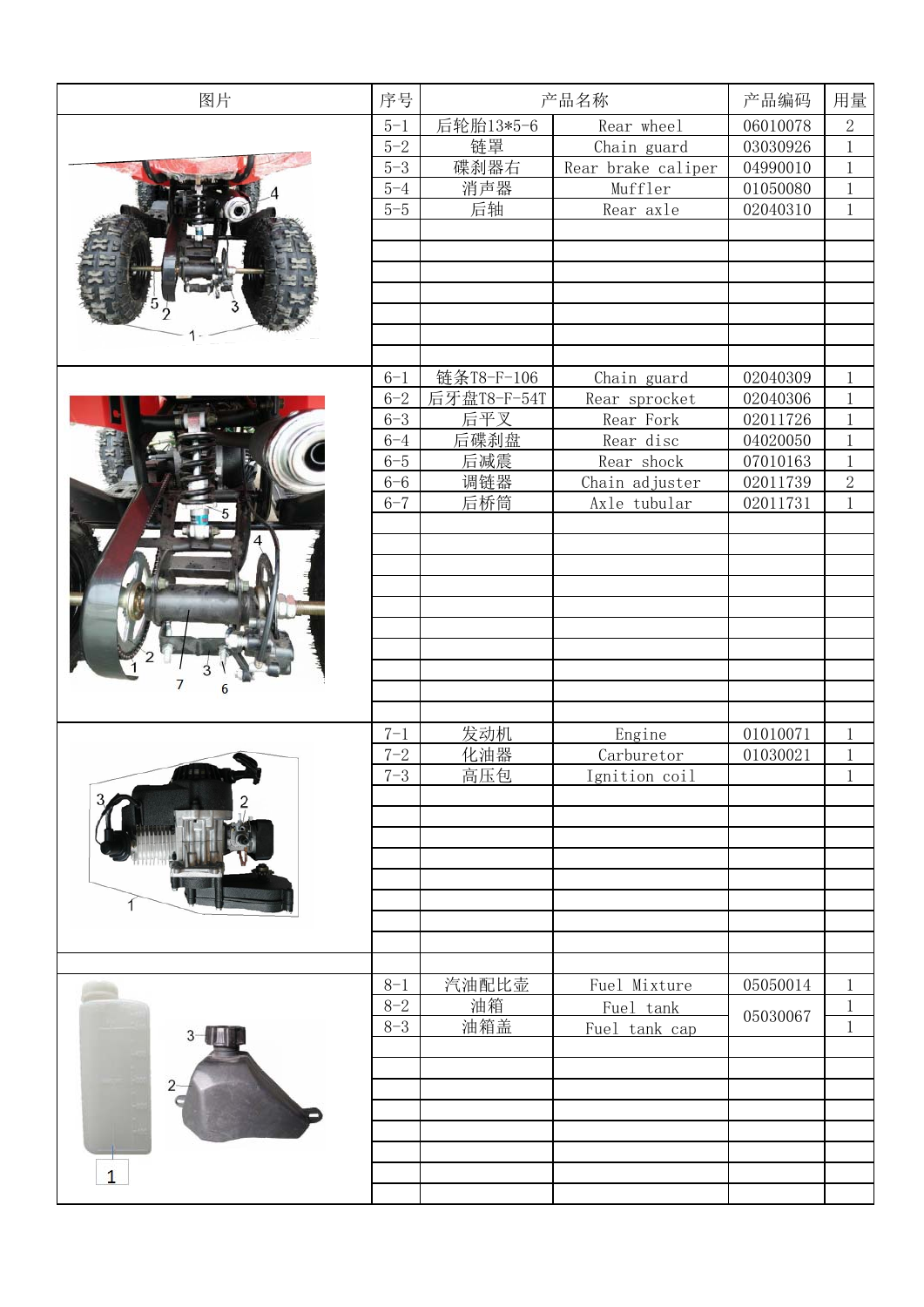| 图片 | 序号 | 产品名称 | | 产品编码 | 用量 |
|---|---|---|---|---|---|
| | 5-1 | 后轮胎13*5-6 | Rear wheel | 06010078 | 2 |
| | 5-2 | 链罩 | Chain guard | 03030926 | 1 |
| | 5-3 | 碟刹器右 | Rear brake caliper | 04990010 | 1 |
| | 5-4 | 消声器 | Muffler | 01050080 | 1 |
| | 5-5 | 后轴 | Rear axle | 02040310 | 1 |
| | 6-1 | 链条T8-F-106 | Chain guard | 02040309 | 1 |
| | 6-2 | 后牙盘T8-F-54T | Rear sprocket | 02040306 | 1 |
| | 6-3 | 后平叉 | Rear Fork | 02011726 | 1 |
| | 6-4 | 后碟刹盘 | Rear disc | 04020050 | 1 |
| | 6-5 | 后减震 | Rear shock | 07010163 | 1 |
| | 6-6 | 调链器 | Chain adjuster | 02011739 | 2 |
| | 6-7 | 后桥筒 | Axle tubular | 02011731 | 1 |
| | 7-1 | 发动机 | Engine | 01010071 | 1 |
| | 7-2 | 化油器 | Carburetor | 01030021 | 1 |
| | 7-3 | 高压包 | Ignition coil | | 1 |
| | 8-1 | 汽油配比壶 | Fuel Mixture | 05050014 | 1 |
| | 8-2 | 油箱 | Fuel tank | 05030067 | 1 |
| | 8-3 | 油箱盖 | Fuel tank cap | | 1 |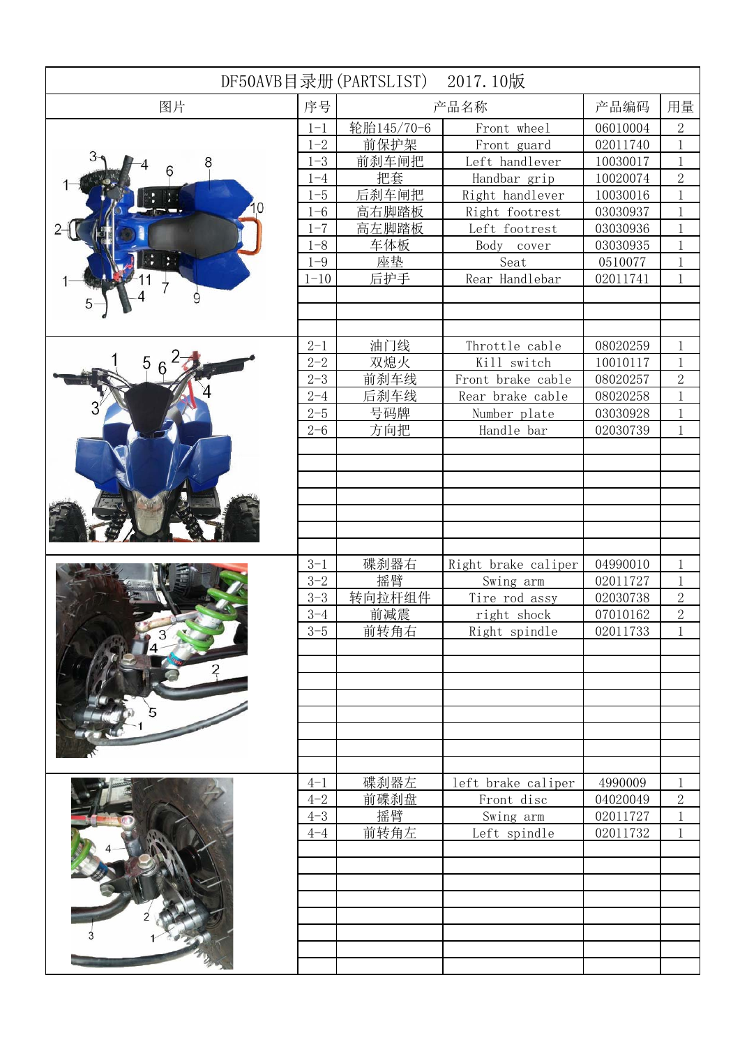# DF50AVB目录册(PARTSLIST)　2017.10版

| 图片 | 序号 | 产品名称 | | 产品编码 | 用量 |
|---|---|---|---|---|---|
| | 1-1 | 轮胎145/70-6 | Front wheel | 06010004 | 2 |
| | 1-2 | 前保护架 | Front guard | 02011740 | 1 |
| | 1-3 | 前刹车闸把 | Left handlever | 10030017 | 1 |
| | 1-4 | 把套 | Handbar grip | 10020074 | 2 |
| | 1-5 | 后刹车闸把 | Right handlever | 10030016 | 1 |
| | 1-6 | 高右脚踏板 | Right footrest | 03030937 | 1 |
| | 1-7 | 高左脚踏板 | Left footrest | 03030936 | 1 |
| | 1-8 | 车体板 | Body cover | 03030935 | 1 |
| | 1-9 | 座垫 | Seat | 0510077 | 1 |
| | 1-10 | 后护手 | Rear Handlebar | 02011741 | 1 |
| | 2-1 | 油门线 | Throttle cable | 08020259 | 1 |
| | 2-2 | 双熄火 | Kill switch | 10010117 | 1 |
| | 2-3 | 前刹车线 | Front brake cable | 08020257 | 2 |
| | 2-4 | 后刹车线 | Rear brake cable | 08020258 | 1 |
| | 2-5 | 号码牌 | Number plate | 03030928 | 1 |
| | 2-6 | 方向把 | Handle bar | 02030739 | 1 |
| | 3-1 | 碟刹器右 | Right brake caliper | 04990010 | 1 |
| | 3-2 | 摇臂 | Swing arm | 02011727 | 1 |
| | 3-3 | 转向拉杆组件 | Tire rod assy | 02030738 | 2 |
| | 3-4 | 前减震 | right shock | 07010162 | 2 |
| | 3-5 | 前转角右 | Right spindle | 02011733 | 1 |
| | 4-1 | 碟刹器左 | left brake caliper | 4990009 | 1 |
| | 4-2 | 前碟刹盘 | Front disc | 04020049 | 2 |
| | 4-3 | 摇臂 | Swing arm | 02011727 | 1 |
| | 4-4 | 前转角左 | Left spindle | 02011732 | 1 |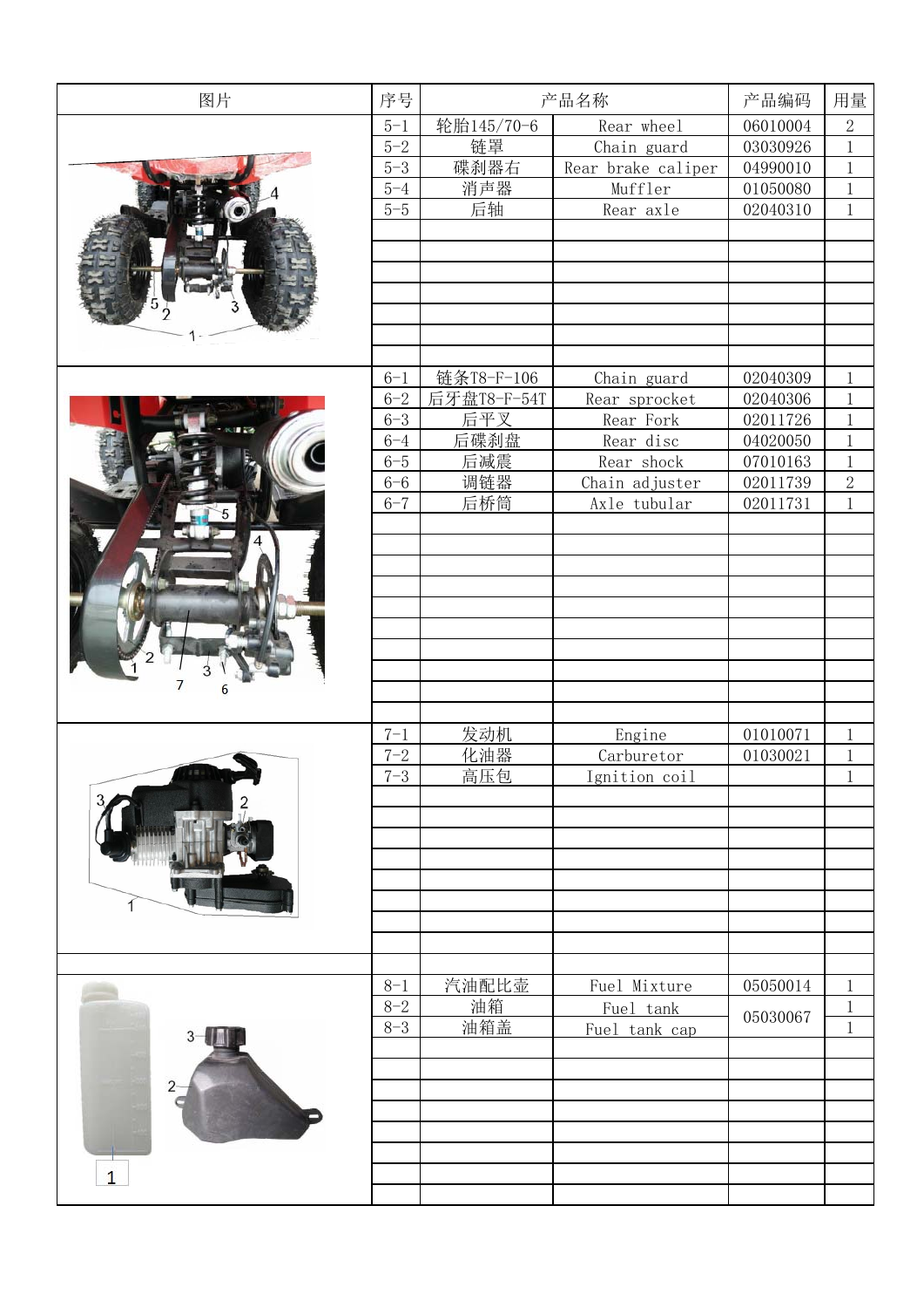| 图片 | 序号 | 产品名称 | | 产品编码 | 用量 |
|---|---|---|---|---|---|
| | 5-1 | 轮胎145/70-6 | Rear wheel | 06010004 | 2 |
| | 5-2 | 链罩 | Chain guard | 03030926 | 1 |
| | 5-3 | 碟刹器右 | Rear brake caliper | 04990010 | 1 |
| | 5-4 | 消声器 | Muffler | 01050080 | 1 |
| | 5-5 | 后轴 | Rear axle | 02040310 | 1 |
| | 6-1 | 链条T8-F-106 | Chain guard | 02040309 | 1 |
| | 6-2 | 后牙盘T8-F-54T | Rear sprocket | 02040306 | 1 |
| | 6-3 | 后平叉 | Rear Fork | 02011726 | 1 |
| | 6-4 | 后碟刹盘 | Rear disc | 04020050 | 1 |
| | 6-5 | 后减震 | Rear shock | 07010163 | 1 |
| | 6-6 | 调链器 | Chain adjuster | 02011739 | 2 |
| | 6-7 | 后桥筒 | Axle tubular | 02011731 | 1 |
| | 7-1 | 发动机 | Engine | 01010071 | 1 |
| | 7-2 | 化油器 | Carbureter | 01030021 | 1 |
| | 7-3 | 高压包 | Ignition coil | | 1 |
| | 8-1 | 汽油配比壶 | Fuel Mixture | 05050014 | 1 |
| | 8-2 | 油箱 | Fuel tank | 05030067 | 1 |
| | 8-3 | 油箱盖 | Fuel tank cap | | 1 |